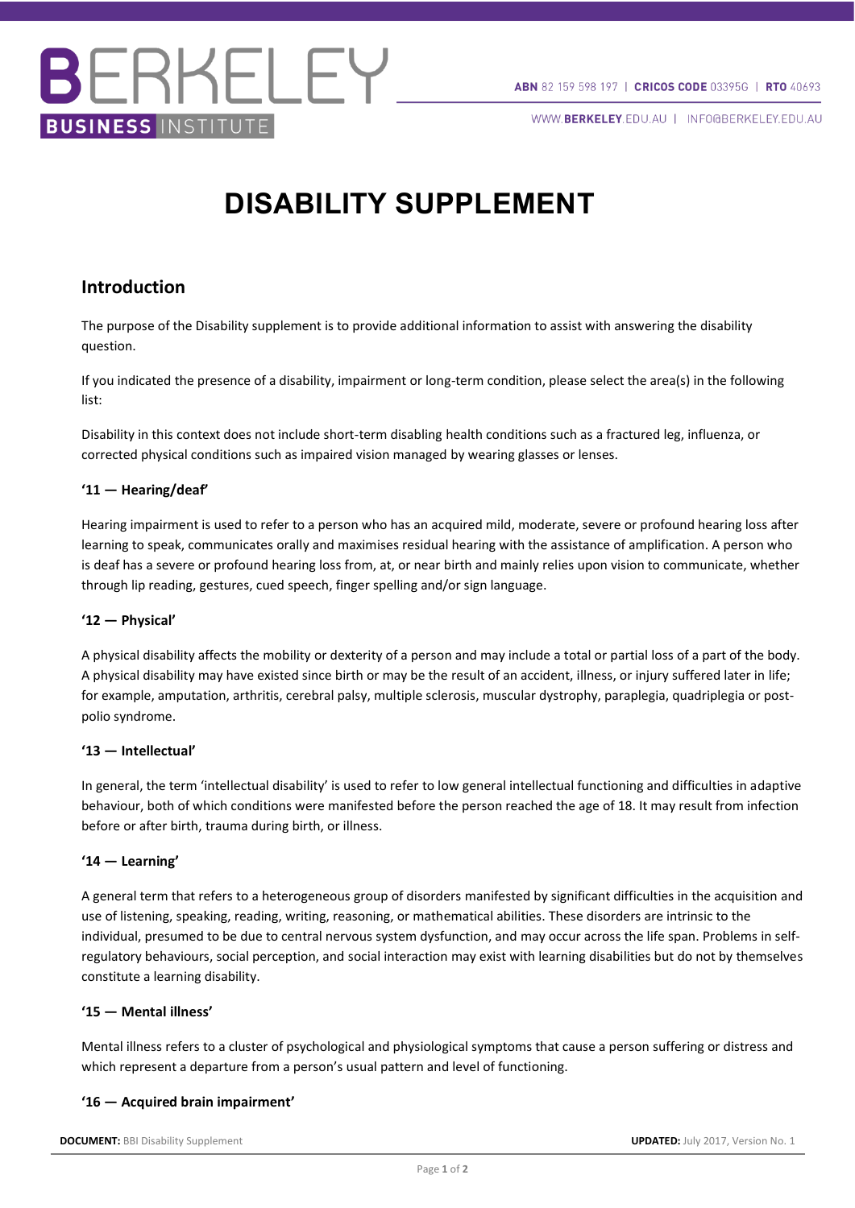# DISABILITY SUPPLEMENT

## Introduction

The purpose of the Disability supplement is to provide additional information to assist with answering the disability question.

If you indicated the presence of a disability, impairment or long-term condition, please select the area(s) in the following list:

Disability in this context does not include short-term disabling health conditions such as a fractured leg, influenza, or corrected physical conditions such as impaired vision managed by wearing glasses or lenses.

#### '11 — Hearing/deaf'

Hearing impairment is used to refer to a person who has an acquired mild, moderate, severe or profound hearing loss after learning to speak, communicates orally and maximises residual hearing with the assistance of amplification. A person who is deaf has a severe or profound hearing loss from, at, or near birth and mainly relies upon vision to communicate, whether through lip reading, gestures, cued speech, finger spelling and/or sign language.

#### '12 — Physical'

A physical disability affects the mobility or dexterity of a person and may include a total or partial loss of a part of the body. A physical disability may have existed since birth or may be the result of an accident, illness, or injury suffered later in life; for example, amputation, arthritis, cerebral palsy, multiple sclerosis, muscular dystrophy, paraplegia, quadriplegia or post-polio syndrome.

#### '13 — Intellectual'

In general, the term 'intellectual disability' is used to refer to low general intellectual functioning and difficulties in adaptive behaviour, both of which conditions were manifested before the person reached the age of 18. It may result from infection before or after birth, trauma during birth, or illness.

#### '14 — Learning'

A general term that refers to a heterogeneous group of disorders manifested by significant difficulties in the acquisition and use of listening, speaking, reading, writing, reasoning, or mathematical abilities. These disorders are intrinsic to the individual, presumed to be due to central nervous system dysfunction, and may occur across the life span. Problems in self-regulatory behaviours, social perception, and social interaction may exist with learning disabilities but do not by themselves constitute a learning disability.

#### '15 — Mental illness'

Mental illness refers to a cluster of psychological and physiological symptoms that cause a person suffering or distress and which represent a departure from a person's usual pattern and level of functioning.

#### '16 — Acquired brain impairment'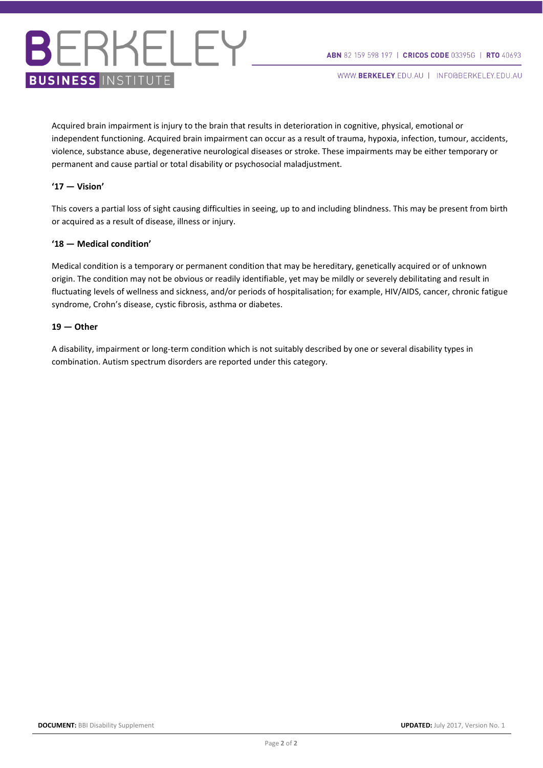Acquired brain impairment is injury to the brain that results in deterioration in cognitive, physical, emotional or independent functioning. Acquired brain impairment can occur as a result of trauma, hypoxia, infection, tumour, accidents, violence, substance abuse, degenerative neurological diseases or stroke. These impairments may be either temporary or permanent and cause partial or total disability or psychosocial maladjustment.

**'17 — Vision'**

This covers a partial loss of sight causing difficulties in seeing, up to and including blindness. This may be present from birth or acquired as a result of disease, illness or injury.

**'18 — Medical condition'**

Medical condition is a temporary or permanent condition that may be hereditary, genetically acquired or of unknown origin. The condition may not be obvious or readily identifiable, yet may be mildly or severely debilitating and result in fluctuating levels of wellness and sickness, and/or periods of hospitalisation; for example, HIV/AIDS, cancer, chronic fatigue syndrome, Crohn's disease, cystic fibrosis, asthma or diabetes.

**19 — Other**

A disability, impairment or long-term condition which is not suitably described by one or several disability types in combination. Autism spectrum disorders are reported under this category.